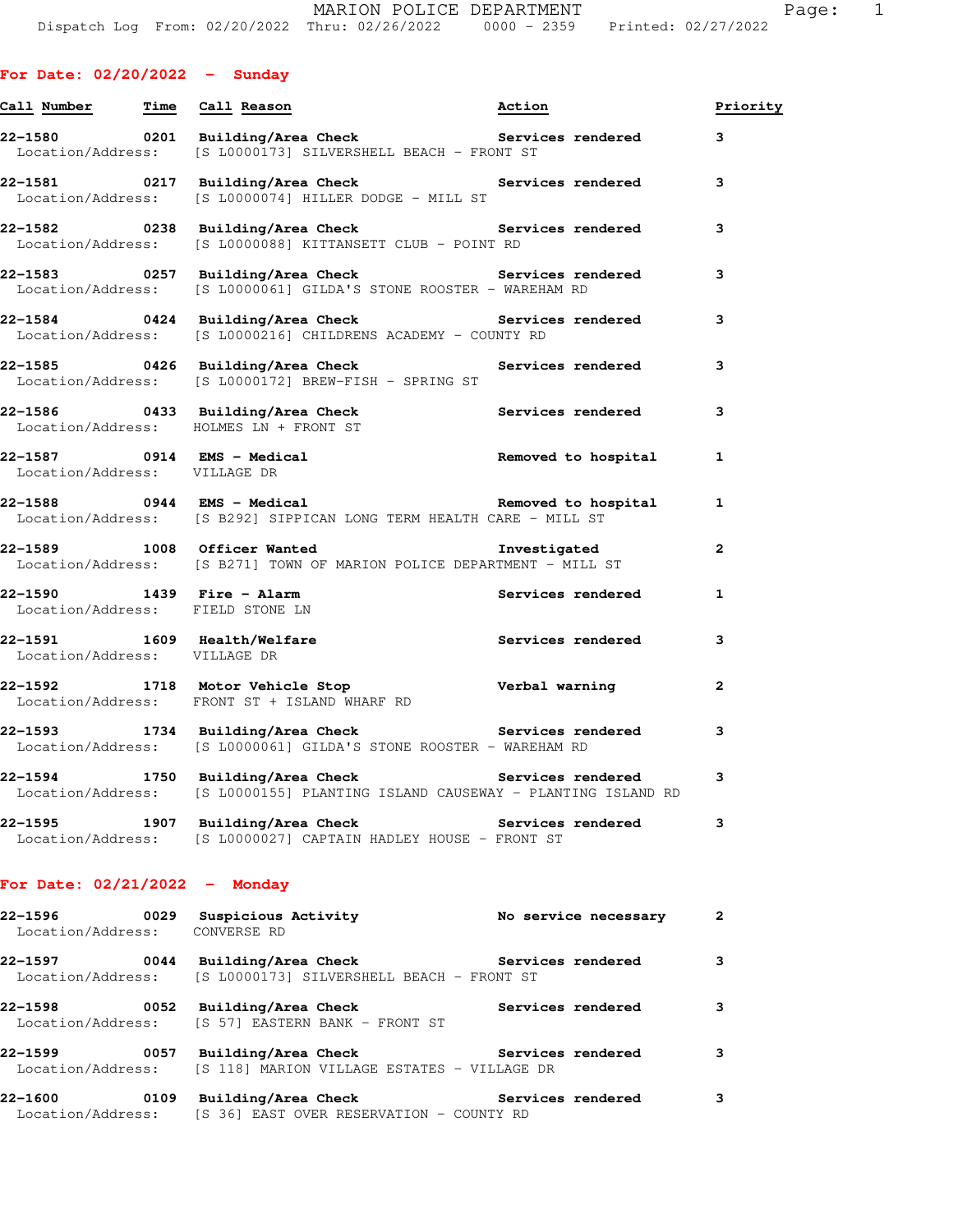# MARION POLICE DEPARTMENT

Dispatch Log From: 02/20/2022 Thru: 02/26/2022 0000 - 2359 Printed: 02/27/2022

## For Date: 02/20/2022 - Sunday

| Call Number | Time | Call Reason | Action | Priority |
|---|---|---|---|---|
| 22-1580 | 0201 | Building/Area Check | Services rendered | 3 |
| Location/Address: | | [S L0000173] SILVERSHELL BEACH - FRONT ST | | |
| 22-1581 | 0217 | Building/Area Check | Services rendered | 3 |
| Location/Address: | | [S L0000074] HILLER DODGE - MILL ST | | |
| 22-1582 | 0238 | Building/Area Check | Services rendered | 3 |
| Location/Address: | | [S L0000088] KITTANSETT CLUB - POINT RD | | |
| 22-1583 | 0257 | Building/Area Check | Services rendered | 3 |
| Location/Address: | | [S L0000061] GILDA'S STONE ROOSTER - WAREHAM RD | | |
| 22-1584 | 0424 | Building/Area Check | Services rendered | 3 |
| Location/Address: | | [S L0000216] CHILDRENS ACADEMY - COUNTY RD | | |
| 22-1585 | 0426 | Building/Area Check | Services rendered | 3 |
| Location/Address: | | [S L0000172] BREW-FISH - SPRING ST | | |
| 22-1586 | 0433 | Building/Area Check | Services rendered | 3 |
| Location/Address: | | HOLMES LN + FRONT ST | | |
| 22-1587 | 0914 | EMS - Medical | Removed to hospital | 1 |
| Location/Address: | | VILLAGE DR | | |
| 22-1588 | 0944 | EMS - Medical | Removed to hospital | 1 |
| Location/Address: | | [S B292] SIPPICAN LONG TERM HEALTH CARE - MILL ST | | |
| 22-1589 | 1008 | Officer Wanted | Investigated | 2 |
| Location/Address: | | [S B271] TOWN OF MARION POLICE DEPARTMENT - MILL ST | | |
| 22-1590 | 1439 | Fire - Alarm | Services rendered | 1 |
| Location/Address: | | FIELD STONE LN | | |
| 22-1591 | 1609 | Health/Welfare | Services rendered | 3 |
| Location/Address: | | VILLAGE DR | | |
| 22-1592 | 1718 | Motor Vehicle Stop | Verbal warning | 2 |
| Location/Address: | | FRONT ST + ISLAND WHARF RD | | |
| 22-1593 | 1734 | Building/Area Check | Services rendered | 3 |
| Location/Address: | | [S L0000061] GILDA'S STONE ROOSTER - WAREHAM RD | | |
| 22-1594 | 1750 | Building/Area Check | Services rendered | 3 |
| Location/Address: | | [S L0000155] PLANTING ISLAND CAUSEWAY - PLANTING ISLAND RD | | |
| 22-1595 | 1907 | Building/Area Check | Services rendered | 3 |
| Location/Address: | | [S L0000027] CAPTAIN HADLEY HOUSE - FRONT ST | | |

## For Date: 02/21/2022 - Monday

| Call Number | Time | Call Reason | Action | Priority |
|---|---|---|---|---|
| 22-1596 | 0029 | Suspicious Activity | No service necessary | 2 |
| Location/Address: | | CONVERSE RD | | |
| 22-1597 | 0044 | Building/Area Check | Services rendered | 3 |
| Location/Address: | | [S L0000173] SILVERSHELL BEACH - FRONT ST | | |
| 22-1598 | 0052 | Building/Area Check | Services rendered | 3 |
| Location/Address: | | [S 57] EASTERN BANK - FRONT ST | | |
| 22-1599 | 0057 | Building/Area Check | Services rendered | 3 |
| Location/Address: | | [S 118] MARION VILLAGE ESTATES - VILLAGE DR | | |
| 22-1600 | 0109 | Building/Area Check | Services rendered | 3 |
| Location/Address: | | [S 36] EAST OVER RESERVATION - COUNTY RD | | |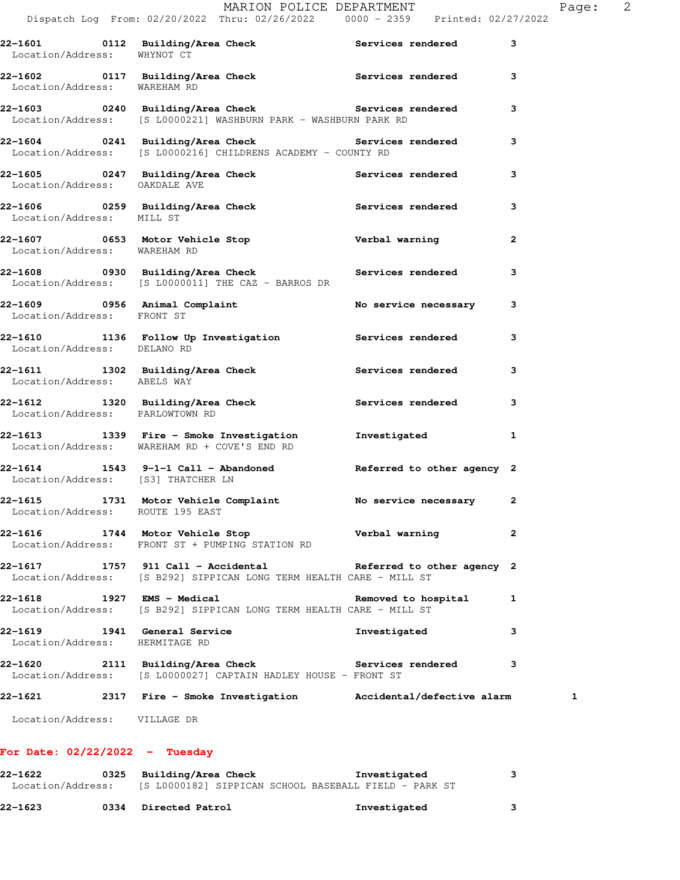| Call Number | Time | Call Reason | Action | Priority |
|---|---|---|---|---|
| 22-1601 | 0112 | Building/Area Check | Services rendered | 3 |
| Location/Address: WHYNOT CT | | | | |
| 22-1602 | 0117 | Building/Area Check | Services rendered | 3 |
| Location/Address: WAREHAM RD | | | | |
| 22-1603 | 0240 | Building/Area Check | Services rendered | 3 |
| Location/Address: [S L0000221] WASHBURN PARK - WASHBURN PARK RD | | | | |
| 22-1604 | 0241 | Building/Area Check | Services rendered | 3 |
| Location/Address: [S L0000216] CHILDRENS ACADEMY - COUNTY RD | | | | |
| 22-1605 | 0247 | Building/Area Check | Services rendered | 3 |
| Location/Address: OAKDALE AVE | | | | |
| 22-1606 | 0259 | Building/Area Check | Services rendered | 3 |
| Location/Address: MILL ST | | | | |
| 22-1607 | 0653 | Motor Vehicle Stop | Verbal warning | 2 |
| Location/Address: WAREHAM RD | | | | |
| 22-1608 | 0930 | Building/Area Check | Services rendered | 3 |
| Location/Address: [S L0000011] THE CAZ - BARROS DR | | | | |
| 22-1609 | 0956 | Animal Complaint | No service necessary | 3 |
| Location/Address: FRONT ST | | | | |
| 22-1610 | 1136 | Follow Up Investigation | Services rendered | 3 |
| Location/Address: DELANO RD | | | | |
| 22-1611 | 1302 | Building/Area Check | Services rendered | 3 |
| Location/Address: ABELS WAY | | | | |
| 22-1612 | 1320 | Building/Area Check | Services rendered | 3 |
| Location/Address: PARLOWTOWN RD | | | | |
| 22-1613 | 1339 | Fire - Smoke Investigation | Investigated | 1 |
| Location/Address: WAREHAM RD + COVE'S END RD | | | | |
| 22-1614 | 1543 | 9-1-1 Call - Abandoned | Referred to other agency | 2 |
| Location/Address: [S3] THATCHER LN | | | | |
| 22-1615 | 1731 | Motor Vehicle Complaint | No service necessary | 2 |
| Location/Address: ROUTE 195 EAST | | | | |
| 22-1616 | 1744 | Motor Vehicle Stop | Verbal warning | 2 |
| Location/Address: FRONT ST + PUMPING STATION RD | | | | |
| 22-1617 | 1757 | 911 Call - Accidental | Referred to other agency | 2 |
| Location/Address: [S B292] SIPPICAN LONG TERM HEALTH CARE - MILL ST | | | | |
| 22-1618 | 1927 | EMS - Medical | Removed to hospital | 1 |
| Location/Address: [S B292] SIPPICAN LONG TERM HEALTH CARE - MILL ST | | | | |
| 22-1619 | 1941 | General Service | Investigated | 3 |
| Location/Address: HERMITAGE RD | | | | |
| 22-1620 | 2111 | Building/Area Check | Services rendered | 3 |
| Location/Address: [S L0000027] CAPTAIN HADLEY HOUSE - FRONT ST | | | | |
| 22-1621 | 2317 | Fire - Smoke Investigation | Accidental/defective alarm | 1 |
| Location/Address: VILLAGE DR | | | | |

**For Date: 02/22/2022 - Tuesday**

| Call Number | Time | Call Reason | Action | Priority |
|---|---|---|---|---|
| 22-1622 | 0325 | Building/Area Check | Investigated | 3 |
| Location/Address: [S L0000182] SIPPICAN SCHOOL BASEBALL FIELD - PARK ST | | | | |
| 22-1623 | 0334 | Directed Patrol | Investigated | 3 |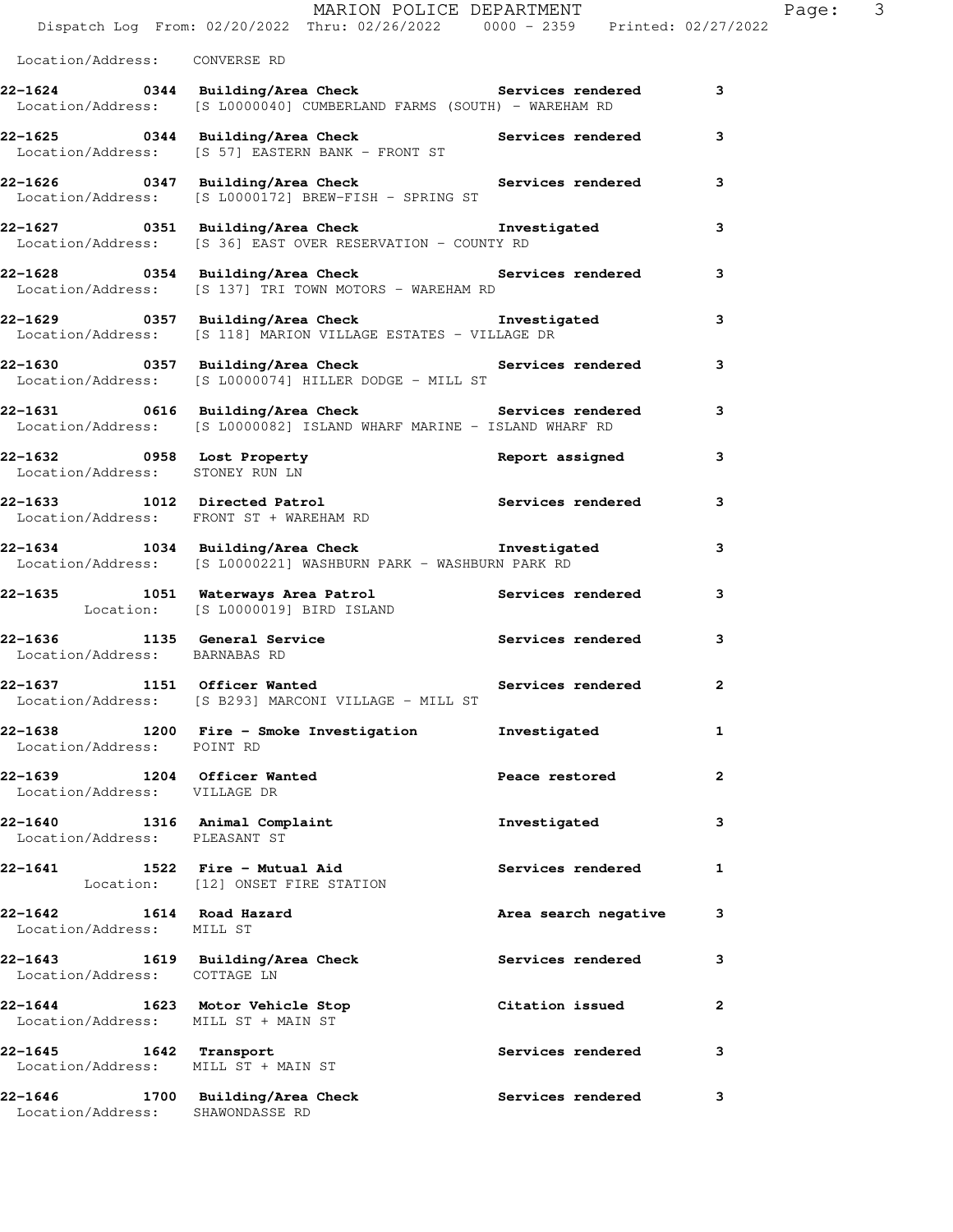Location/Address: CONVERSE RD

**22-1624 0344 Building/Area Check** Services rendered 3
Location/Address: [S L0000040] CUMBERLAND FARMS (SOUTH) - WAREHAM RD

**22-1625 0344 Building/Area Check** Services rendered 3
Location/Address: [S 57] EASTERN BANK - FRONT ST

**22-1626 0347 Building/Area Check** Services rendered 3
Location/Address: [S L0000172] BREW-FISH - SPRING ST

**22-1627 0351 Building/Area Check** Investigated 3
Location/Address: [S 36] EAST OVER RESERVATION - COUNTY RD

**22-1628 0354 Building/Area Check** Services rendered 3
Location/Address: [S 137] TRI TOWN MOTORS - WAREHAM RD

**22-1629 0357 Building/Area Check** Investigated 3
Location/Address: [S 118] MARION VILLAGE ESTATES - VILLAGE DR

**22-1630 0357 Building/Area Check** Services rendered 3
Location/Address: [S L0000074] HILLER DODGE - MILL ST

**22-1631 0616 Building/Area Check** Services rendered 3
Location/Address: [S L0000082] ISLAND WHARF MARINE - ISLAND WHARF RD

**22-1632 0958 Lost Property** Report assigned 3
Location/Address: STONEY RUN LN

**22-1633 1012 Directed Patrol** Services rendered 3
Location/Address: FRONT ST + WAREHAM RD

**22-1634 1034 Building/Area Check** Investigated 3
Location/Address: [S L0000221] WASHBURN PARK - WASHBURN PARK RD

**22-1635 1051 Waterways Area Patrol** Services rendered 3
Location: [S L0000019] BIRD ISLAND

**22-1636 1135 General Service** Services rendered 3
Location/Address: BARNABAS RD

**22-1637 1151 Officer Wanted** Services rendered 2
Location/Address: [S B293] MARCONI VILLAGE - MILL ST

**22-1638 1200 Fire - Smoke Investigation** Investigated 1
Location/Address: POINT RD

**22-1639 1204 Officer Wanted** Peace restored 2
Location/Address: VILLAGE DR

**22-1640 1316 Animal Complaint** Investigated 3
Location/Address: PLEASANT ST

**22-1641 1522 Fire - Mutual Aid** Services rendered 1
Location: [12] ONSET FIRE STATION

**22-1642 1614 Road Hazard** Area search negative 3
Location/Address: MILL ST

**22-1643 1619 Building/Area Check** Services rendered 3
Location/Address: COTTAGE LN

**22-1644 1623 Motor Vehicle Stop** Citation issued 2
Location/Address: MILL ST + MAIN ST

**22-1645 1642 Transport** Services rendered 3
Location/Address: MILL ST + MAIN ST

**22-1646 1700 Building/Area Check** Services rendered 3
Location/Address: SHAWONDASSE RD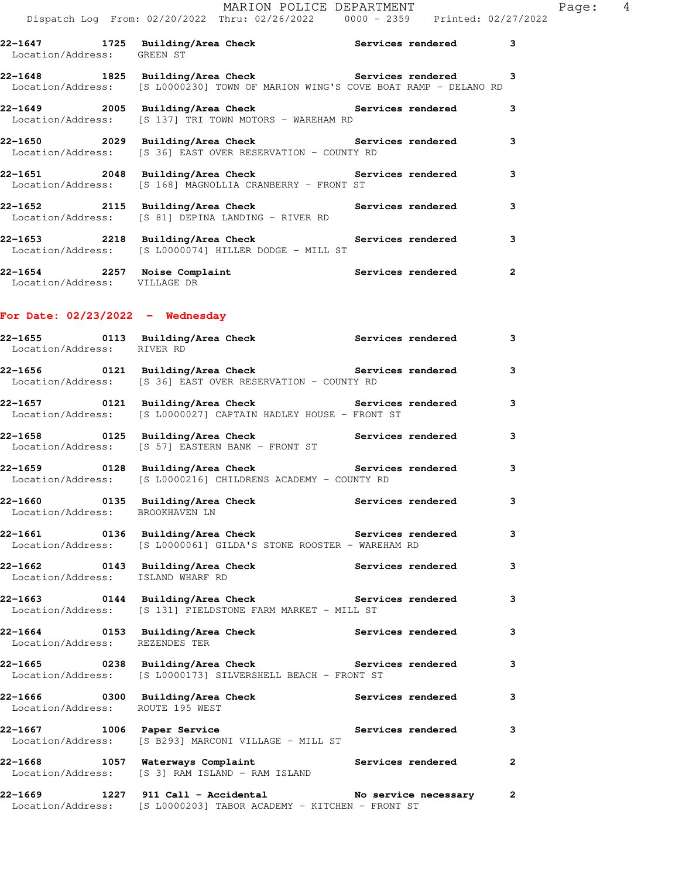**22-1647 1725 Building/Area Check — Services rendered — 3**
Location/Address: GREEN ST

**22-1648 1825 Building/Area Check — Services rendered — 3**
Location/Address: [S L0000230] TOWN OF MARION WING'S COVE BOAT RAMP - DELANO RD

**22-1649 2005 Building/Area Check — Services rendered — 3**
Location/Address: [S 137] TRI TOWN MOTORS - WAREHAM RD

**22-1650 2029 Building/Area Check — Services rendered — 3**
Location/Address: [S 36] EAST OVER RESERVATION - COUNTY RD

**22-1651 2048 Building/Area Check — Services rendered — 3**
Location/Address: [S 168] MAGNOLLIA CRANBERRY - FRONT ST

**22-1652 2115 Building/Area Check — Services rendered — 3**
Location/Address: [S 81] DEPINA LANDING - RIVER RD

**22-1653 2218 Building/Area Check — Services rendered — 3**
Location/Address: [S L0000074] HILLER DODGE - MILL ST

**22-1654 2257 Noise Complaint — Services rendered — 2**
Location/Address: VILLAGE DR

## For Date: 02/23/2022 - Wednesday

**22-1655 0113 Building/Area Check — Services rendered — 3**
Location/Address: RIVER RD

**22-1656 0121 Building/Area Check — Services rendered — 3**
Location/Address: [S 36] EAST OVER RESERVATION - COUNTY RD

**22-1657 0121 Building/Area Check — Services rendered — 3**
Location/Address: [S L0000027] CAPTAIN HADLEY HOUSE - FRONT ST

**22-1658 0125 Building/Area Check — Services rendered — 3**
Location/Address: [S 57] EASTERN BANK - FRONT ST

**22-1659 0128 Building/Area Check — Services rendered — 3**
Location/Address: [S L0000216] CHILDRENS ACADEMY - COUNTY RD

**22-1660 0135 Building/Area Check — Services rendered — 3**
Location/Address: BROOKHAVEN LN

**22-1661 0136 Building/Area Check — Services rendered — 3**
Location/Address: [S L0000061] GILDA'S STONE ROOSTER - WAREHAM RD

**22-1662 0143 Building/Area Check — Services rendered — 3**
Location/Address: ISLAND WHARF RD

**22-1663 0144 Building/Area Check — Services rendered — 3**
Location/Address: [S 131] FIELDSTONE FARM MARKET - MILL ST

**22-1664 0153 Building/Area Check — Services rendered — 3**
Location/Address: REZENDES TER

**22-1665 0238 Building/Area Check — Services rendered — 3**
Location/Address: [S L0000173] SILVERSHELL BEACH - FRONT ST

**22-1666 0300 Building/Area Check — Services rendered — 3**
Location/Address: ROUTE 195 WEST

**22-1667 1006 Paper Service — Services rendered — 3**
Location/Address: [S B293] MARCONI VILLAGE - MILL ST

**22-1668 1057 Waterways Complaint — Services rendered — 2**
Location/Address: [S 3] RAM ISLAND - RAM ISLAND

**22-1669 1227 911 Call - Accidental — No service necessary — 2**
Location/Address: [S L0000203] TABOR ACADEMY - KITCHEN - FRONT ST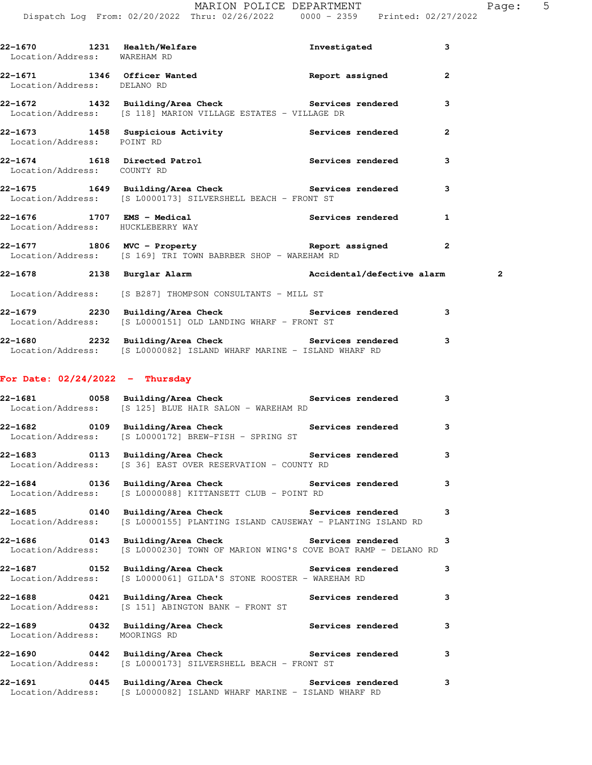| Call # | Time | Call Type | Action | Priority |
|---|---|---|---|---|
| 22-1670 | 1231 | Health/Welfare | Investigated | 3 |
| Location/Address: | WAREHAM RD | | | |
| 22-1671 | 1346 | Officer Wanted | Report assigned | 2 |
| Location/Address: | DELANO RD | | | |
| 22-1672 | 1432 | Building/Area Check | Services rendered | 3 |
| Location/Address: | [S 118] MARION VILLAGE ESTATES - VILLAGE DR | | | |
| 22-1673 | 1458 | Suspicious Activity | Services rendered | 2 |
| Location/Address: | POINT RD | | | |
| 22-1674 | 1618 | Directed Patrol | Services rendered | 3 |
| Location/Address: | COUNTY RD | | | |
| 22-1675 | 1649 | Building/Area Check | Services rendered | 3 |
| Location/Address: | [S L0000173] SILVERSHELL BEACH - FRONT ST | | | |
| 22-1676 | 1707 | EMS - Medical | Services rendered | 1 |
| Location/Address: | HUCKLEBERRY WAY | | | |
| 22-1677 | 1806 | MVC - Property | Report assigned | 2 |
| Location/Address: | [S 169] TRI TOWN BABRBER SHOP - WAREHAM RD | | | |
| 22-1678 | 2138 | Burglar Alarm | Accidental/defective alarm | 2 |
| Location/Address: | [S B287] THOMPSON CONSULTANTS - MILL ST | | | |
| 22-1679 | 2230 | Building/Area Check | Services rendered | 3 |
| Location/Address: | [S L0000151] OLD LANDING WHARF - FRONT ST | | | |
| 22-1680 | 2232 | Building/Area Check | Services rendered | 3 |
| Location/Address: | [S L0000082] ISLAND WHARF MARINE - ISLAND WHARF RD | | | |

**For Date: 02/24/2022 - Thursday**

| Call # | Time | Call Type | Action | Priority |
|---|---|---|---|---|
| 22-1681 | 0058 | Building/Area Check | Services rendered | 3 |
| Location/Address: | [S 125] BLUE HAIR SALON - WAREHAM RD | | | |
| 22-1682 | 0109 | Building/Area Check | Services rendered | 3 |
| Location/Address: | [S L0000172] BREW-FISH - SPRING ST | | | |
| 22-1683 | 0113 | Building/Area Check | Services rendered | 3 |
| Location/Address: | [S 36] EAST OVER RESERVATION - COUNTY RD | | | |
| 22-1684 | 0136 | Building/Area Check | Services rendered | 3 |
| Location/Address: | [S L0000088] KITTANSETT CLUB - POINT RD | | | |
| 22-1685 | 0140 | Building/Area Check | Services rendered | 3 |
| Location/Address: | [S L0000155] PLANTING ISLAND CAUSEWAY - PLANTING ISLAND RD | | | |
| 22-1686 | 0143 | Building/Area Check | Services rendered | 3 |
| Location/Address: | [S L0000230] TOWN OF MARION WING'S COVE BOAT RAMP - DELANO RD | | | |
| 22-1687 | 0152 | Building/Area Check | Services rendered | 3 |
| Location/Address: | [S L0000061] GILDA'S STONE ROOSTER - WAREHAM RD | | | |
| 22-1688 | 0421 | Building/Area Check | Services rendered | 3 |
| Location/Address: | [S 151] ABINGTON BANK - FRONT ST | | | |
| 22-1689 | 0432 | Building/Area Check | Services rendered | 3 |
| Location/Address: | MOORINGS RD | | | |
| 22-1690 | 0442 | Building/Area Check | Services rendered | 3 |
| Location/Address: | [S L0000173] SILVERSHELL BEACH - FRONT ST | | | |
| 22-1691 | 0445 | Building/Area Check | Services rendered | 3 |
| Location/Address: | [S L0000082] ISLAND WHARF MARINE - ISLAND WHARF RD | | | |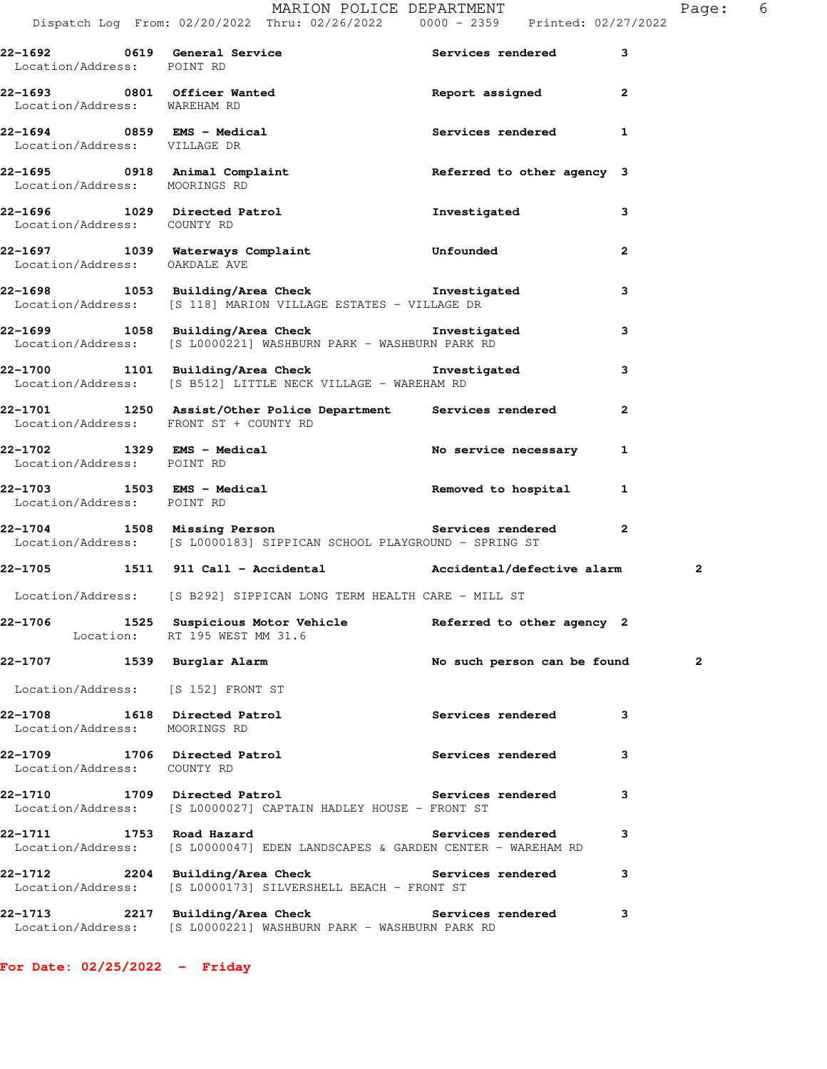**22-1692** 0619 **General Service** Services rendered 3
Location/Address: POINT RD

**22-1693** 0801 **Officer Wanted** Report assigned 2
Location/Address: WAREHAM RD

**22-1694** 0859 **EMS - Medical** Services rendered 1
Location/Address: VILLAGE DR

**22-1695** 0918 **Animal Complaint** Referred to other agency 3
Location/Address: MOORINGS RD

**22-1696** 1029 **Directed Patrol** Investigated 3
Location/Address: COUNTY RD

**22-1697** 1039 **Waterways Complaint** Unfounded 2
Location/Address: OAKDALE AVE

**22-1698** 1053 **Building/Area Check** Investigated 3
Location/Address: [S 118] MARION VILLAGE ESTATES - VILLAGE DR

**22-1699** 1058 **Building/Area Check** Investigated 3
Location/Address: [S L0000221] WASHBURN PARK - WASHBURN PARK RD

**22-1700** 1101 **Building/Area Check** Investigated 3
Location/Address: [S B512] LITTLE NECK VILLAGE - WAREHAM RD

**22-1701** 1250 **Assist/Other Police Department** Services rendered 2
Location/Address: FRONT ST + COUNTY RD

**22-1702** 1329 **EMS - Medical** No service necessary 1
Location/Address: POINT RD

**22-1703** 1503 **EMS - Medical** Removed to hospital 1
Location/Address: POINT RD

**22-1704** 1508 **Missing Person** Services rendered 2
Location/Address: [S L0000183] SIPPICAN SCHOOL PLAYGROUND - SPRING ST

**22-1705** 1511 **911 Call - Accidental** Accidental/defective alarm 2
Location/Address: [S B292] SIPPICAN LONG TERM HEALTH CARE - MILL ST

**22-1706** 1525 **Suspicious Motor Vehicle** Referred to other agency 2
Location: RT 195 WEST MM 31.6

**22-1707** 1539 **Burglar Alarm** No such person can be found 2
Location/Address: [S 152] FRONT ST

**22-1708** 1618 **Directed Patrol** Services rendered 3
Location/Address: MOORINGS RD

**22-1709** 1706 **Directed Patrol** Services rendered 3
Location/Address: COUNTY RD

**22-1710** 1709 **Directed Patrol** Services rendered 3
Location/Address: [S L0000027] CAPTAIN HADLEY HOUSE - FRONT ST

**22-1711** 1753 **Road Hazard** Services rendered 3
Location/Address: [S L0000047] EDEN LANDSCAPES & GARDEN CENTER - WAREHAM RD

**22-1712** 2204 **Building/Area Check** Services rendered 3
Location/Address: [S L0000173] SILVERSHELL BEACH - FRONT ST

**22-1713** 2217 **Building/Area Check** Services rendered 3
Location/Address: [S L0000221] WASHBURN PARK - WASHBURN PARK RD

**For Date: 02/25/2022 - Friday**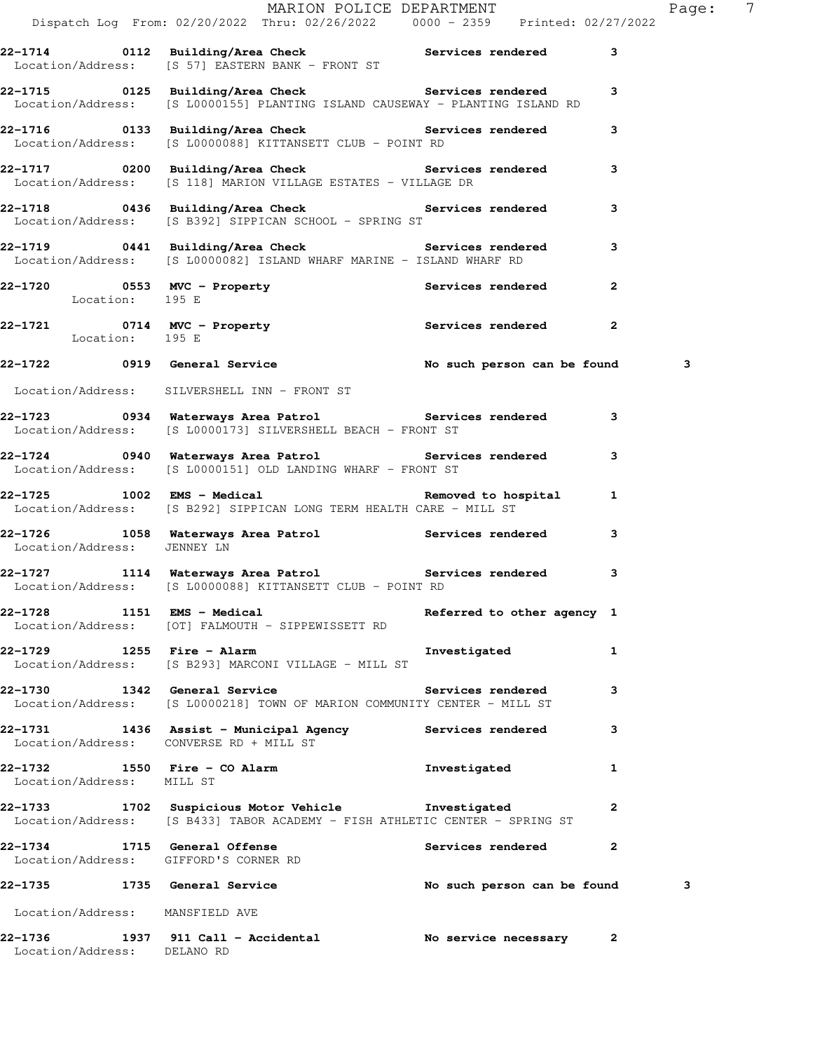**22-1714 0112 Building/Area Check** **Services rendered** **3**
Location/Address: [S 57] EASTERN BANK - FRONT ST

**22-1715 0125 Building/Area Check** **Services rendered** **3**
Location/Address: [S L0000155] PLANTING ISLAND CAUSEWAY - PLANTING ISLAND RD

**22-1716 0133 Building/Area Check** **Services rendered** **3**
Location/Address: [S L0000088] KITTANSETT CLUB - POINT RD

**22-1717 0200 Building/Area Check** **Services rendered** **3**
Location/Address: [S 118] MARION VILLAGE ESTATES - VILLAGE DR

**22-1718 0436 Building/Area Check** **Services rendered** **3**
Location/Address: [S B392] SIPPICAN SCHOOL - SPRING ST

**22-1719 0441 Building/Area Check** **Services rendered** **3**
Location/Address: [S L0000082] ISLAND WHARF MARINE - ISLAND WHARF RD

**22-1720 0553 MVC - Property** **Services rendered** **2**
Location: 195 E

**22-1721 0714 MVC - Property** **Services rendered** **2**
Location: 195 E

**22-1722 0919 General Service** **No such person can be found** **3**
Location/Address: SILVERSHELL INN - FRONT ST

**22-1723 0934 Waterways Area Patrol** **Services rendered** **3**
Location/Address: [S L0000173] SILVERSHELL BEACH - FRONT ST

**22-1724 0940 Waterways Area Patrol** **Services rendered** **3**
Location/Address: [S L0000151] OLD LANDING WHARF - FRONT ST

**22-1725 1002 EMS - Medical** **Removed to hospital** **1**
Location/Address: [S B292] SIPPICAN LONG TERM HEALTH CARE - MILL ST

**22-1726 1058 Waterways Area Patrol** **Services rendered** **3**
Location/Address: JENNEY LN

**22-1727 1114 Waterways Area Patrol** **Services rendered** **3**
Location/Address: [S L0000088] KITTANSETT CLUB - POINT RD

**22-1728 1151 EMS - Medical** **Referred to other agency** **1**
Location/Address: [OT] FALMOUTH - SIPPEWISSETT RD

**22-1729 1255 Fire - Alarm** **Investigated** **1**
Location/Address: [S B293] MARCONI VILLAGE - MILL ST

**22-1730 1342 General Service** **Services rendered** **3**
Location/Address: [S L0000218] TOWN OF MARION COMMUNITY CENTER - MILL ST

**22-1731 1436 Assist - Municipal Agency** **Services rendered** **3**
Location/Address: CONVERSE RD + MILL ST

**22-1732 1550 Fire - CO Alarm** **Investigated** **1**
Location/Address: MILL ST

**22-1733 1702 Suspicious Motor Vehicle** **Investigated** **2**
Location/Address: [S B433] TABOR ACADEMY - FISH ATHLETIC CENTER - SPRING ST

**22-1734 1715 General Offense** **Services rendered** **2**
Location/Address: GIFFORD'S CORNER RD

**22-1735 1735 General Service** **No such person can be found** **3**
Location/Address: MANSFIELD AVE

**22-1736 1937 911 Call - Accidental** **No service necessary** **2**
Location/Address: DELANO RD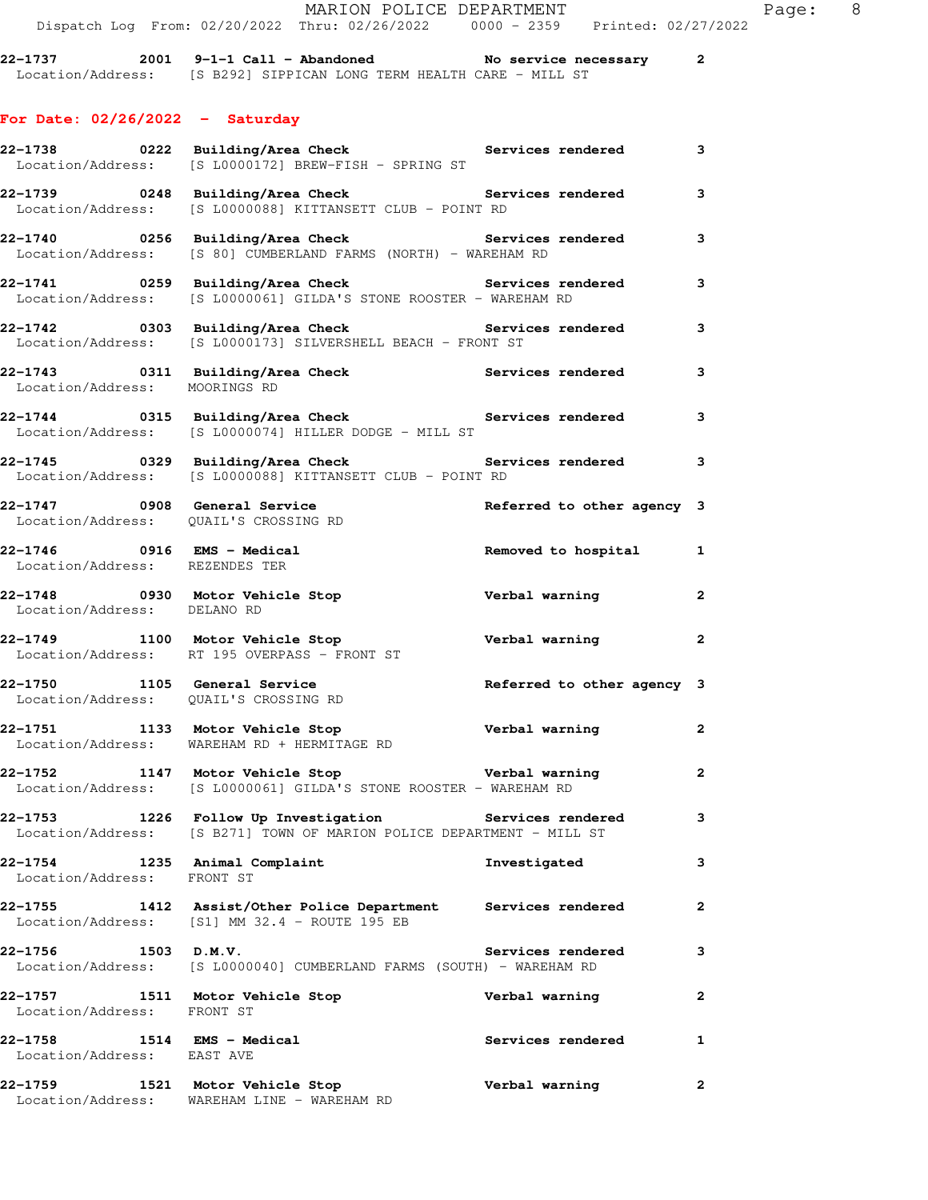**22-1737 2001 9-1-1 Call - Abandoned No service necessary 2**
Location/Address: [S B292] SIPPICAN LONG TERM HEALTH CARE - MILL ST

## For Date: 02/26/2022 - Saturday

**22-1738 0222 Building/Area Check Services rendered 3**
Location/Address: [S L0000172] BREW-FISH - SPRING ST

**22-1739 0248 Building/Area Check Services rendered 3**
Location/Address: [S L0000088] KITTANSETT CLUB - POINT RD

**22-1740 0256 Building/Area Check Services rendered 3**
Location/Address: [S 80] CUMBERLAND FARMS (NORTH) - WAREHAM RD

**22-1741 0259 Building/Area Check Services rendered 3**
Location/Address: [S L0000061] GILDA'S STONE ROOSTER - WAREHAM RD

**22-1742 0303 Building/Area Check Services rendered 3**
Location/Address: [S L0000173] SILVERSHELL BEACH - FRONT ST

**22-1743 0311 Building/Area Check Services rendered 3**
Location/Address: MOORINGS RD

**22-1744 0315 Building/Area Check Services rendered 3**
Location/Address: [S L0000074] HILLER DODGE - MILL ST

**22-1745 0329 Building/Area Check Services rendered 3**
Location/Address: [S L0000088] KITTANSETT CLUB - POINT RD

**22-1747 0908 General Service Referred to other agency 3**
Location/Address: QUAIL'S CROSSING RD

**22-1746 0916 EMS - Medical Removed to hospital 1**
Location/Address: REZENDES TER

**22-1748 0930 Motor Vehicle Stop Verbal warning 2**
Location/Address: DELANO RD

**22-1749 1100 Motor Vehicle Stop Verbal warning 2**
Location/Address: RT 195 OVERPASS - FRONT ST

**22-1750 1105 General Service Referred to other agency 3**
Location/Address: QUAIL'S CROSSING RD

**22-1751 1133 Motor Vehicle Stop Verbal warning 2**
Location/Address: WAREHAM RD + HERMITAGE RD

**22-1752 1147 Motor Vehicle Stop Verbal warning 2**
Location/Address: [S L0000061] GILDA'S STONE ROOSTER - WAREHAM RD

**22-1753 1226 Follow Up Investigation Services rendered 3**
Location/Address: [S B271] TOWN OF MARION POLICE DEPARTMENT - MILL ST

**22-1754 1235 Animal Complaint Investigated 3**
Location/Address: FRONT ST

**22-1755 1412 Assist/Other Police Department Services rendered 2**
Location/Address: [S1] MM 32.4 - ROUTE 195 EB

**22-1756 1503 D.M.V. Services rendered 3**
Location/Address: [S L0000040] CUMBERLAND FARMS (SOUTH) - WAREHAM RD

**22-1757 1511 Motor Vehicle Stop Verbal warning 2**
Location/Address: FRONT ST

**22-1758 1514 EMS - Medical Services rendered 1**
Location/Address: EAST AVE

**22-1759 1521 Motor Vehicle Stop Verbal warning 2**
Location/Address: WAREHAM LINE - WAREHAM RD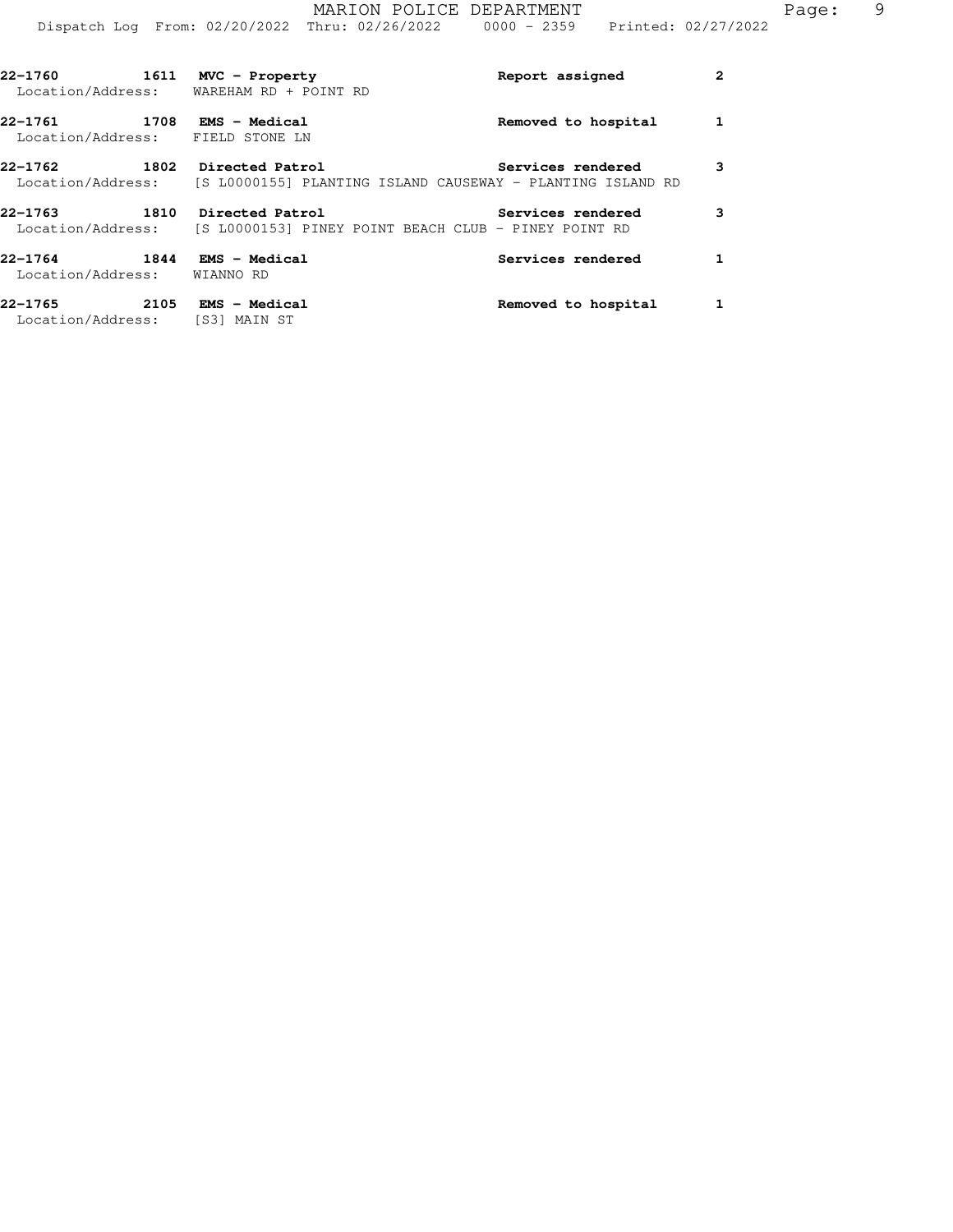22-1760 1611 **MVC - Property** **Report assigned** 2
Location/Address: WAREHAM RD + POINT RD

22-1761 1708 **EMS - Medical** **Removed to hospital** 1
Location/Address: FIELD STONE LN

22-1762 1802 **Directed Patrol** **Services rendered** 3
Location/Address: [S L0000155] PLANTING ISLAND CAUSEWAY - PLANTING ISLAND RD

22-1763 1810 **Directed Patrol** **Services rendered** 3
Location/Address: [S L0000153] PINEY POINT BEACH CLUB - PINEY POINT RD

22-1764 1844 **EMS - Medical** **Services rendered** 1
Location/Address: WIANNO RD

22-1765 2105 **EMS - Medical** **Removed to hospital** 1
Location/Address: [S3] MAIN ST